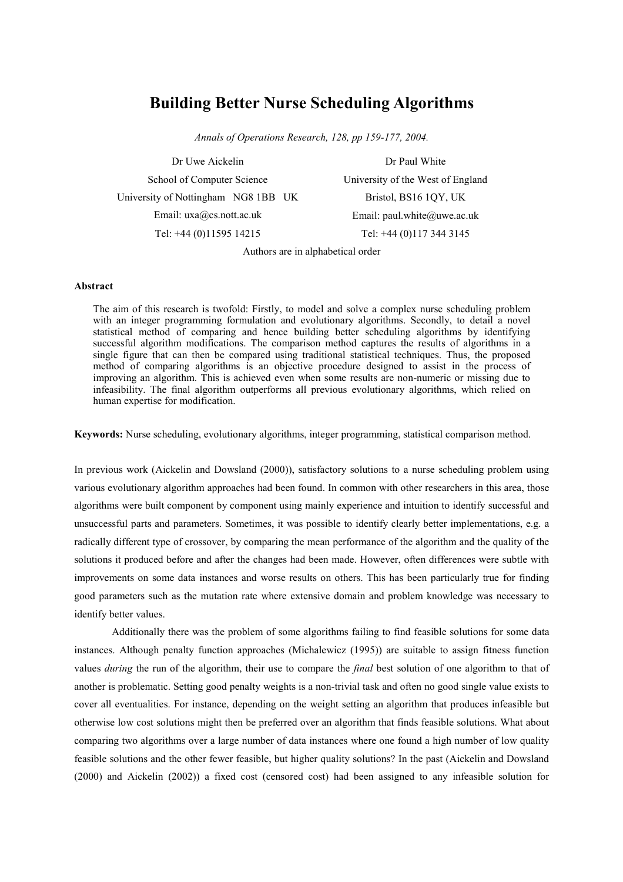# Building Better Nurse Scheduling Algorithms

*Annals of Operations Research, 128, pp 159-177, 2004.*

| Dr Uwe Aickelin | Dr Paul White |
|---|---|
| School of Computer Science | University of the West of England |
| University of Nottingham NG8 1BB UK | Bristol, BS16 1QY, UK |
| Email: uxa@cs.nott.ac.uk | Email: paul.white@uwe.ac.uk |
| Tel: +44 (0)11595 14215 | Tel: +44 (0)117 344 3145 |

Authors are in alphabetical order

**Abstract**

The aim of this research is twofold: Firstly, to model and solve a complex nurse scheduling problem with an integer programming formulation and evolutionary algorithms. Secondly, to detail a novel statistical method of comparing and hence building better scheduling algorithms by identifying successful algorithm modifications. The comparison method captures the results of algorithms in a single figure that can then be compared using traditional statistical techniques. Thus, the proposed method of comparing algorithms is an objective procedure designed to assist in the process of improving an algorithm. This is achieved even when some results are non-numeric or missing due to infeasibility. The final algorithm outperforms all previous evolutionary algorithms, which relied on human expertise for modification.

**Keywords:** Nurse scheduling, evolutionary algorithms, integer programming, statistical comparison method.

In previous work (Aickelin and Dowsland (2000)), satisfactory solutions to a nurse scheduling problem using various evolutionary algorithm approaches had been found. In common with other researchers in this area, those algorithms were built component by component using mainly experience and intuition to identify successful and unsuccessful parts and parameters. Sometimes, it was possible to identify clearly better implementations, e.g. a radically different type of crossover, by comparing the mean performance of the algorithm and the quality of the solutions it produced before and after the changes had been made. However, often differences were subtle with improvements on some data instances and worse results on others. This has been particularly true for finding good parameters such as the mutation rate where extensive domain and problem knowledge was necessary to identify better values.

Additionally there was the problem of some algorithms failing to find feasible solutions for some data instances. Although penalty function approaches (Michalewicz (1995)) are suitable to assign fitness function values *during* the run of the algorithm, their use to compare the *final* best solution of one algorithm to that of another is problematic. Setting good penalty weights is a non-trivial task and often no good single value exists to cover all eventualities. For instance, depending on the weight setting an algorithm that produces infeasible but otherwise low cost solutions might then be preferred over an algorithm that finds feasible solutions. What about comparing two algorithms over a large number of data instances where one found a high number of low quality feasible solutions and the other fewer feasible, but higher quality solutions? In the past (Aickelin and Dowsland (2000) and Aickelin (2002)) a fixed cost (censored cost) had been assigned to any infeasible solution for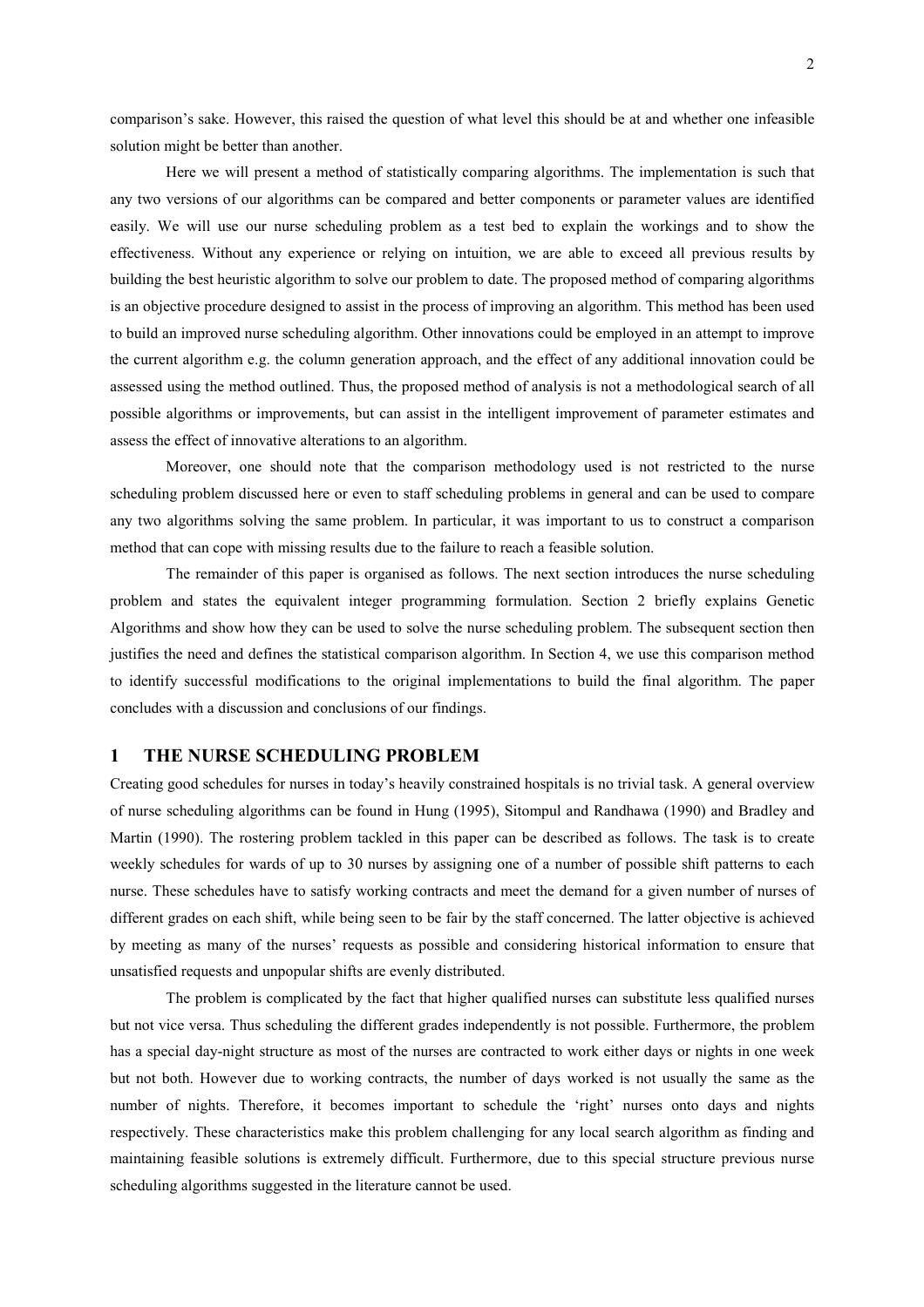comparison's sake. However, this raised the question of what level this should be at and whether one infeasible solution might be better than another.

Here we will present a method of statistically comparing algorithms. The implementation is such that any two versions of our algorithms can be compared and better components or parameter values are identified easily. We will use our nurse scheduling problem as a test bed to explain the workings and to show the effectiveness. Without any experience or relying on intuition, we are able to exceed all previous results by building the best heuristic algorithm to solve our problem to date. The proposed method of comparing algorithms is an objective procedure designed to assist in the process of improving an algorithm. This method has been used to build an improved nurse scheduling algorithm. Other innovations could be employed in an attempt to improve the current algorithm e.g. the column generation approach, and the effect of any additional innovation could be assessed using the method outlined. Thus, the proposed method of analysis is not a methodological search of all possible algorithms or improvements, but can assist in the intelligent improvement of parameter estimates and assess the effect of innovative alterations to an algorithm.

Moreover, one should note that the comparison methodology used is not restricted to the nurse scheduling problem discussed here or even to staff scheduling problems in general and can be used to compare any two algorithms solving the same problem. In particular, it was important to us to construct a comparison method that can cope with missing results due to the failure to reach a feasible solution.

The remainder of this paper is organised as follows. The next section introduces the nurse scheduling problem and states the equivalent integer programming formulation. Section 2 briefly explains Genetic Algorithms and show how they can be used to solve the nurse scheduling problem. The subsequent section then justifies the need and defines the statistical comparison algorithm. In Section 4, we use this comparison method to identify successful modifications to the original implementations to build the final algorithm. The paper concludes with a discussion and conclusions of our findings.

## 1 THE NURSE SCHEDULING PROBLEM

Creating good schedules for nurses in today's heavily constrained hospitals is no trivial task. A general overview of nurse scheduling algorithms can be found in Hung (1995), Sitompul and Randhawa (1990) and Bradley and Martin (1990). The rostering problem tackled in this paper can be described as follows. The task is to create weekly schedules for wards of up to 30 nurses by assigning one of a number of possible shift patterns to each nurse. These schedules have to satisfy working contracts and meet the demand for a given number of nurses of different grades on each shift, while being seen to be fair by the staff concerned. The latter objective is achieved by meeting as many of the nurses' requests as possible and considering historical information to ensure that unsatisfied requests and unpopular shifts are evenly distributed.

The problem is complicated by the fact that higher qualified nurses can substitute less qualified nurses but not vice versa. Thus scheduling the different grades independently is not possible. Furthermore, the problem has a special day-night structure as most of the nurses are contracted to work either days or nights in one week but not both. However due to working contracts, the number of days worked is not usually the same as the number of nights. Therefore, it becomes important to schedule the 'right' nurses onto days and nights respectively. These characteristics make this problem challenging for any local search algorithm as finding and maintaining feasible solutions is extremely difficult. Furthermore, due to this special structure previous nurse scheduling algorithms suggested in the literature cannot be used.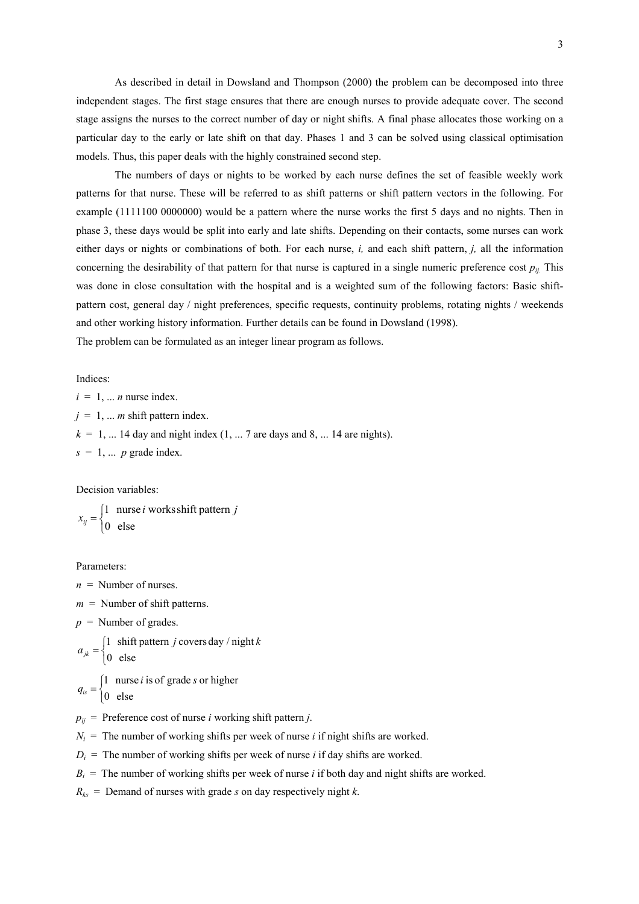As described in detail in Dowsland and Thompson (2000) the problem can be decomposed into three independent stages. The first stage ensures that there are enough nurses to provide adequate cover. The second stage assigns the nurses to the correct number of day or night shifts. A final phase allocates those working on a particular day to the early or late shift on that day. Phases 1 and 3 can be solved using classical optimisation models. Thus, this paper deals with the highly constrained second step.

The numbers of days or nights to be worked by each nurse defines the set of feasible weekly work patterns for that nurse. These will be referred to as shift patterns or shift pattern vectors in the following. For example (1111100 0000000) would be a pattern where the nurse works the first 5 days and no nights. Then in phase 3, these days would be split into early and late shifts. Depending on their contacts, some nurses can work either days or nights or combinations of both. For each nurse, *i,* and each shift pattern, *j,* all the information concerning the desirability of that pattern for that nurse is captured in a single numeric preference cost $p_{ij}$. This was done in close consultation with the hospital and is a weighted sum of the following factors: Basic shift-pattern cost, general day / night preferences, specific requests, continuity problems, rotating nights / weekends and other working history information. Further details can be found in Dowsland (1998).

The problem can be formulated as an integer linear program as follows.

Indices:

$i = 1, \dots n$ nurse index.

$j = 1, \dots m$ shift pattern index.

$k = 1, \dots 14$ day and night index (1, ... 7 are days and 8, ... 14 are nights).

$s = 1, \dots p$ grade index.

Decision variables:

$$x_{ij} = \begin{cases} 1 & \text{nurse } i \text{ works shift pattern } j \\ 0 & \text{else} \end{cases}$$

Parameters:

$n$ = Number of nurses.

$m$ = Number of shift patterns.

$p$ = Number of grades.

$$a_{jk} = \begin{cases} 1 & \text{shift pattern } j \text{ covers day / night } k \\ 0 & \text{else} \end{cases}$$

$$q_{is} = \begin{cases} 1 & \text{nurse } i \text{ is of grade } s \text{ or higher} \\ 0 & \text{else} \end{cases}$$

$p_{ij}$ = Preference cost of nurse *i* working shift pattern *j*.

$N_i$ = The number of working shifts per week of nurse *i* if night shifts are worked.

$D_i$ = The number of working shifts per week of nurse *i* if day shifts are worked.

$B_i$ = The number of working shifts per week of nurse *i* if both day and night shifts are worked.

$R_{ks}$ = Demand of nurses with grade *s* on day respectively night *k*.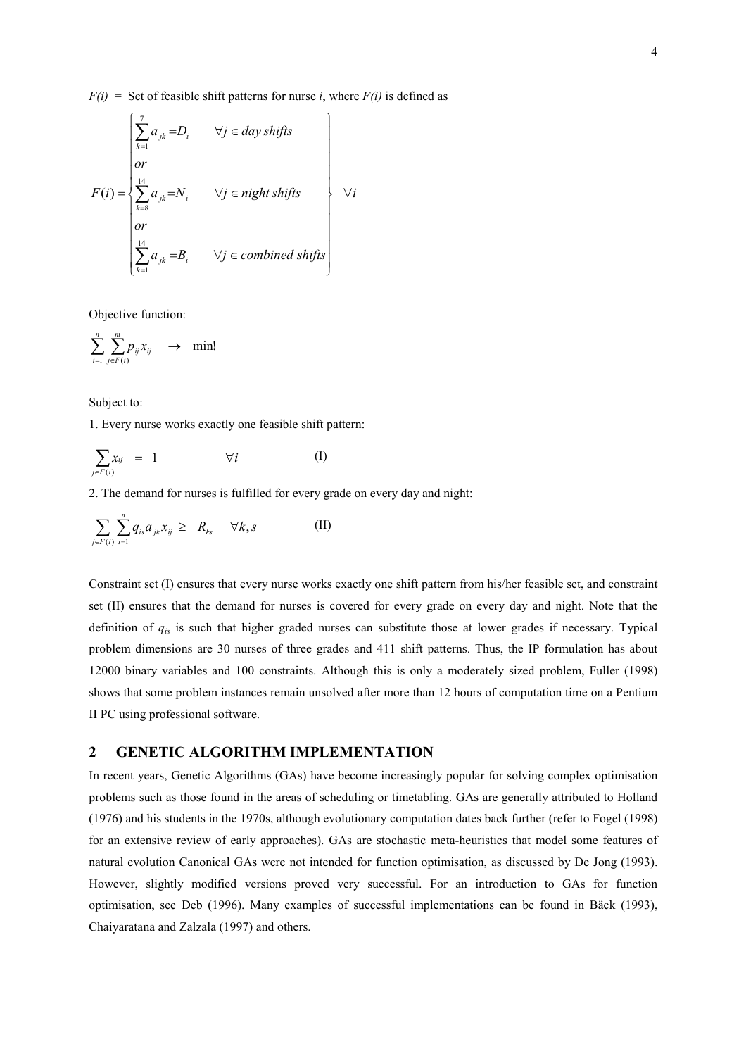$F(i)$ = Set of feasible shift patterns for nurse $i$, where $F(i)$ is defined as

$$F(i) = \left\{ \begin{array}{ll} \sum_{k=1}^{7} a_{jk} = D_i & \forall j \in day\ shifts \\ or & \\ \sum_{k=8}^{14} a_{jk} = N_i & \forall j \in night\ shifts \\ or & \\ \sum_{k=1}^{14} a_{jk} = B_i & \forall j \in combined\ shifts \end{array} \right\} \quad \forall i$$

Objective function:

$$\sum_{i=1}^{n} \sum_{j \in F(i)}^{m} p_{ij} x_{ij} \quad \rightarrow \quad \min!$$

Subject to:

1. Every nurse works exactly one feasible shift pattern:

$$\sum_{j \in F(i)} x_{ij} = 1 \qquad \forall i \qquad \text{(I)}$$

2. The demand for nurses is fulfilled for every grade on every day and night:

$$\sum_{j \in F(i)} \sum_{i=1}^{n} q_{is} a_{jk} x_{ij} \geq R_{ks} \quad \forall k, s \qquad \text{(II)}$$

Constraint set (I) ensures that every nurse works exactly one shift pattern from his/her feasible set, and constraint set (II) ensures that the demand for nurses is covered for every grade on every day and night. Note that the definition of $q_{is}$ is such that higher graded nurses can substitute those at lower grades if necessary. Typical problem dimensions are 30 nurses of three grades and 411 shift patterns. Thus, the IP formulation has about 12000 binary variables and 100 constraints. Although this is only a moderately sized problem, Fuller (1998) shows that some problem instances remain unsolved after more than 12 hours of computation time on a Pentium II PC using professional software.

## 2 GENETIC ALGORITHM IMPLEMENTATION

In recent years, Genetic Algorithms (GAs) have become increasingly popular for solving complex optimisation problems such as those found in the areas of scheduling or timetabling. GAs are generally attributed to Holland (1976) and his students in the 1970s, although evolutionary computation dates back further (refer to Fogel (1998) for an extensive review of early approaches). GAs are stochastic meta-heuristics that model some features of natural evolution Canonical GAs were not intended for function optimisation, as discussed by De Jong (1993). However, slightly modified versions proved very successful. For an introduction to GAs for function optimisation, see Deb (1996). Many examples of successful implementations can be found in Bäck (1993), Chaiyaratana and Zalzala (1997) and others.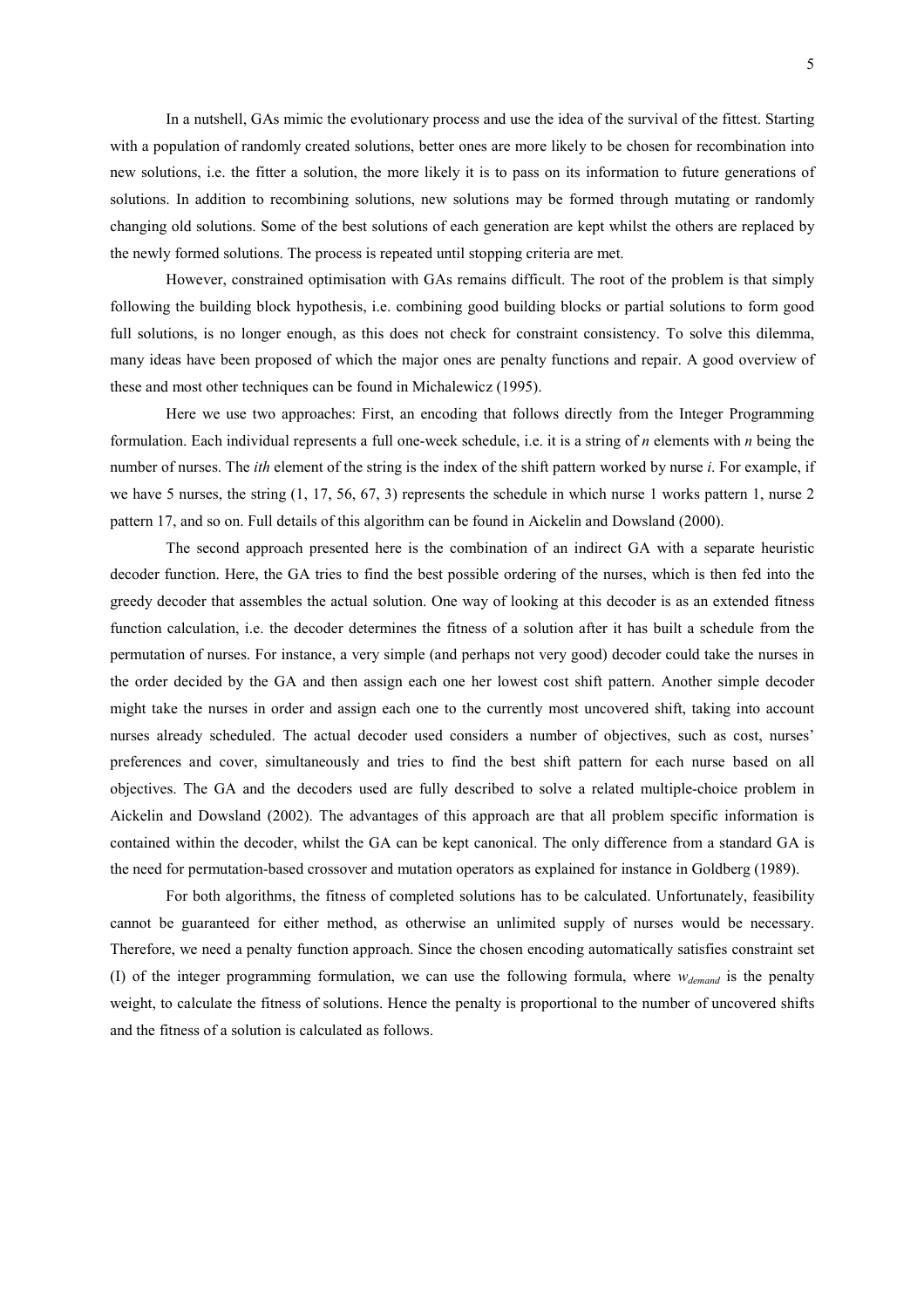In a nutshell, GAs mimic the evolutionary process and use the idea of the survival of the fittest. Starting with a population of randomly created solutions, better ones are more likely to be chosen for recombination into new solutions, i.e. the fitter a solution, the more likely it is to pass on its information to future generations of solutions. In addition to recombining solutions, new solutions may be formed through mutating or randomly changing old solutions. Some of the best solutions of each generation are kept whilst the others are replaced by the newly formed solutions. The process is repeated until stopping criteria are met.

However, constrained optimisation with GAs remains difficult. The root of the problem is that simply following the building block hypothesis, i.e. combining good building blocks or partial solutions to form good full solutions, is no longer enough, as this does not check for constraint consistency. To solve this dilemma, many ideas have been proposed of which the major ones are penalty functions and repair. A good overview of these and most other techniques can be found in Michalewicz (1995).

Here we use two approaches: First, an encoding that follows directly from the Integer Programming formulation. Each individual represents a full one-week schedule, i.e. it is a string of $n$ elements with $n$ being the number of nurses. The *ith* element of the string is the index of the shift pattern worked by nurse $i$. For example, if we have 5 nurses, the string (1, 17, 56, 67, 3) represents the schedule in which nurse 1 works pattern 1, nurse 2 pattern 17, and so on. Full details of this algorithm can be found in Aickelin and Dowsland (2000).

The second approach presented here is the combination of an indirect GA with a separate heuristic decoder function. Here, the GA tries to find the best possible ordering of the nurses, which is then fed into the greedy decoder that assembles the actual solution. One way of looking at this decoder is as an extended fitness function calculation, i.e. the decoder determines the fitness of a solution after it has built a schedule from the permutation of nurses. For instance, a very simple (and perhaps not very good) decoder could take the nurses in the order decided by the GA and then assign each one her lowest cost shift pattern. Another simple decoder might take the nurses in order and assign each one to the currently most uncovered shift, taking into account nurses already scheduled. The actual decoder used considers a number of objectives, such as cost, nurses' preferences and cover, simultaneously and tries to find the best shift pattern for each nurse based on all objectives. The GA and the decoders used are fully described to solve a related multiple-choice problem in Aickelin and Dowsland (2002). The advantages of this approach are that all problem specific information is contained within the decoder, whilst the GA can be kept canonical. The only difference from a standard GA is the need for permutation-based crossover and mutation operators as explained for instance in Goldberg (1989).

For both algorithms, the fitness of completed solutions has to be calculated. Unfortunately, feasibility cannot be guaranteed for either method, as otherwise an unlimited supply of nurses would be necessary. Therefore, we need a penalty function approach. Since the chosen encoding automatically satisfies constraint set (I) of the integer programming formulation, we can use the following formula, where $w_{demand}$ is the penalty weight, to calculate the fitness of solutions. Hence the penalty is proportional to the number of uncovered shifts and the fitness of a solution is calculated as follows.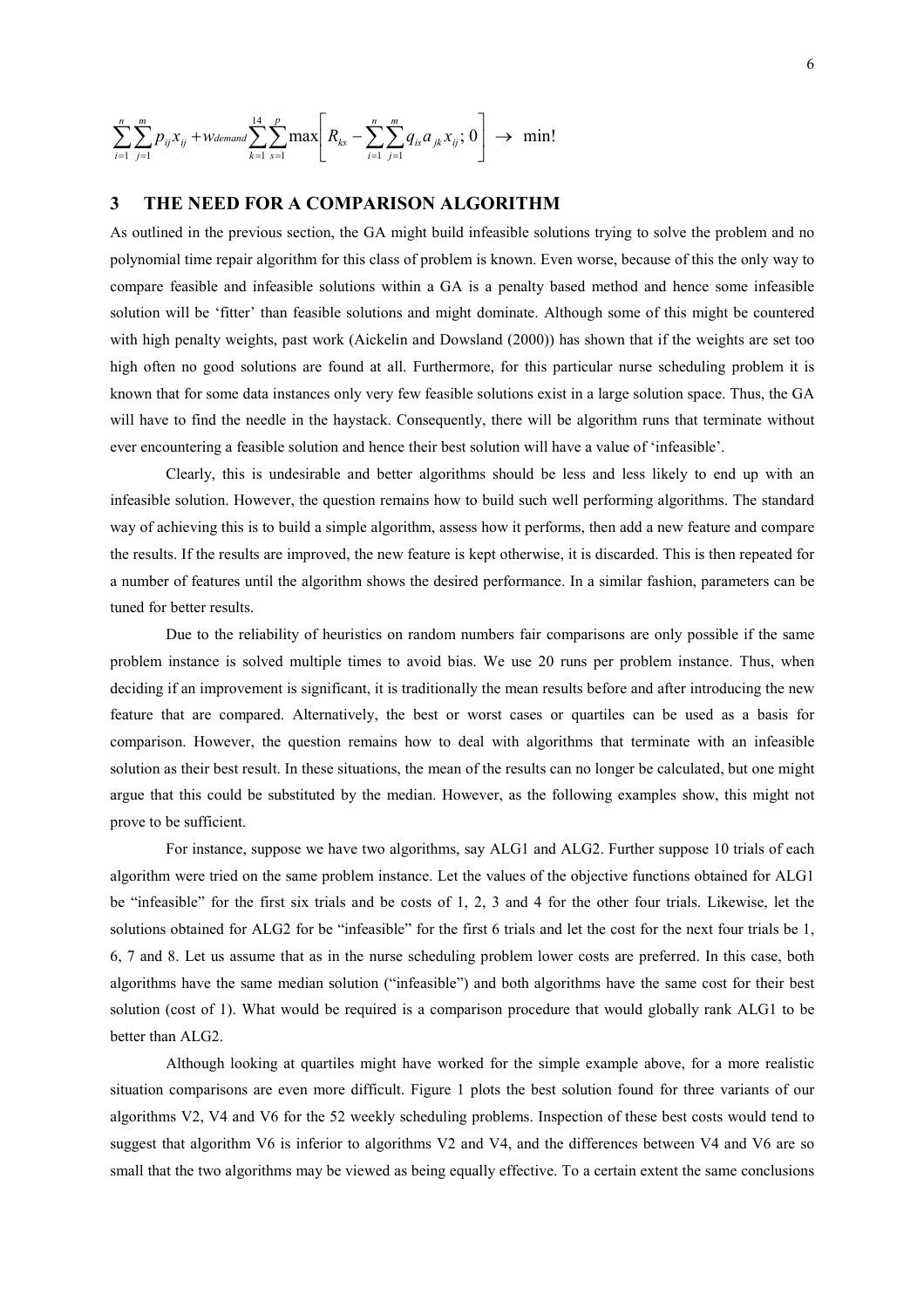$$\sum_{i=1}^{n}\sum_{j=1}^{m} p_{ij}x_{ij} + w_{demand}\sum_{k=1}^{14}\sum_{s=1}^{p}\max\left[R_{ks} - \sum_{i=1}^{n}\sum_{j=1}^{m} q_{is}a_{jk}x_{ij};\, 0\right] \rightarrow \text{ min!}$$

## 3 THE NEED FOR A COMPARISON ALGORITHM

As outlined in the previous section, the GA might build infeasible solutions trying to solve the problem and no polynomial time repair algorithm for this class of problem is known. Even worse, because of this the only way to compare feasible and infeasible solutions within a GA is a penalty based method and hence some infeasible solution will be 'fitter' than feasible solutions and might dominate. Although some of this might be countered with high penalty weights, past work (Aickelin and Dowsland (2000)) has shown that if the weights are set too high often no good solutions are found at all. Furthermore, for this particular nurse scheduling problem it is known that for some data instances only very few feasible solutions exist in a large solution space. Thus, the GA will have to find the needle in the haystack. Consequently, there will be algorithm runs that terminate without ever encountering a feasible solution and hence their best solution will have a value of 'infeasible'.

Clearly, this is undesirable and better algorithms should be less and less likely to end up with an infeasible solution. However, the question remains how to build such well performing algorithms. The standard way of achieving this is to build a simple algorithm, assess how it performs, then add a new feature and compare the results. If the results are improved, the new feature is kept otherwise, it is discarded. This is then repeated for a number of features until the algorithm shows the desired performance. In a similar fashion, parameters can be tuned for better results.

Due to the reliability of heuristics on random numbers fair comparisons are only possible if the same problem instance is solved multiple times to avoid bias. We use 20 runs per problem instance. Thus, when deciding if an improvement is significant, it is traditionally the mean results before and after introducing the new feature that are compared. Alternatively, the best or worst cases or quartiles can be used as a basis for comparison. However, the question remains how to deal with algorithms that terminate with an infeasible solution as their best result. In these situations, the mean of the results can no longer be calculated, but one might argue that this could be substituted by the median. However, as the following examples show, this might not prove to be sufficient.

For instance, suppose we have two algorithms, say ALG1 and ALG2. Further suppose 10 trials of each algorithm were tried on the same problem instance. Let the values of the objective functions obtained for ALG1 be "infeasible" for the first six trials and be costs of 1, 2, 3 and 4 for the other four trials. Likewise, let the solutions obtained for ALG2 for be "infeasible" for the first 6 trials and let the cost for the next four trials be 1, 6, 7 and 8. Let us assume that as in the nurse scheduling problem lower costs are preferred. In this case, both algorithms have the same median solution ("infeasible") and both algorithms have the same cost for their best solution (cost of 1). What would be required is a comparison procedure that would globally rank ALG1 to be better than ALG2.

Although looking at quartiles might have worked for the simple example above, for a more realistic situation comparisons are even more difficult. Figure 1 plots the best solution found for three variants of our algorithms V2, V4 and V6 for the 52 weekly scheduling problems. Inspection of these best costs would tend to suggest that algorithm V6 is inferior to algorithms V2 and V4, and the differences between V4 and V6 are so small that the two algorithms may be viewed as being equally effective. To a certain extent the same conclusions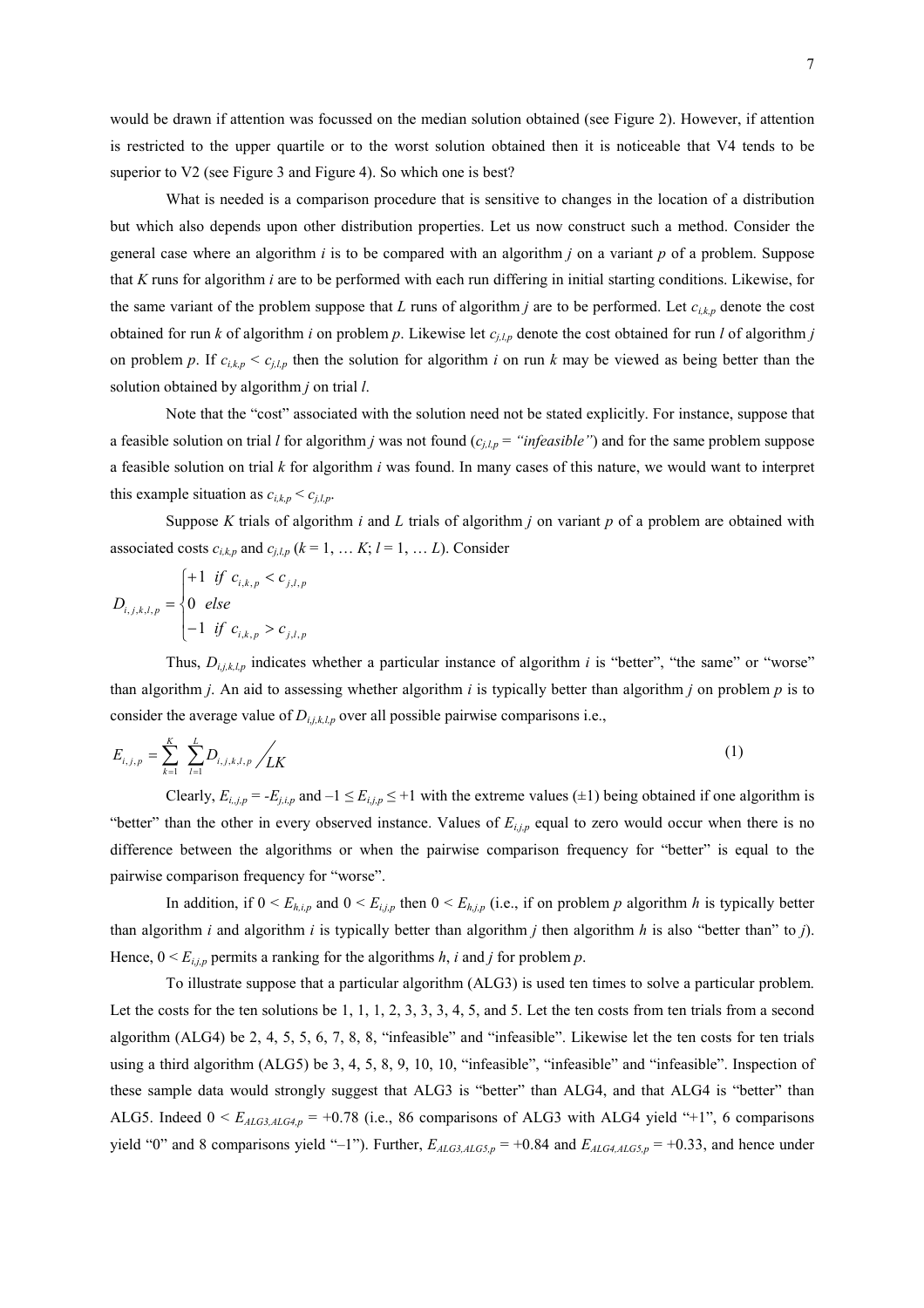would be drawn if attention was focussed on the median solution obtained (see Figure 2). However, if attention is restricted to the upper quartile or to the worst solution obtained then it is noticeable that V4 tends to be superior to V2 (see Figure 3 and Figure 4). So which one is best?

What is needed is a comparison procedure that is sensitive to changes in the location of a distribution but which also depends upon other distribution properties. Let us now construct such a method. Consider the general case where an algorithm $i$ is to be compared with an algorithm $j$ on a variant $p$ of a problem. Suppose that $K$ runs for algorithm $i$ are to be performed with each run differing in initial starting conditions. Likewise, for the same variant of the problem suppose that $L$ runs of algorithm $j$ are to be performed. Let $c_{i,k,p}$ denote the cost obtained for run $k$ of algorithm $i$ on problem $p$. Likewise let $c_{j,l,p}$ denote the cost obtained for run $l$ of algorithm $j$ on problem $p$. If $c_{i,k,p} < c_{j,l,p}$ then the solution for algorithm $i$ on run $k$ may be viewed as being better than the solution obtained by algorithm $j$ on trial $l$.

Note that the "cost" associated with the solution need not be stated explicitly. For instance, suppose that a feasible solution on trial $l$ for algorithm $j$ was not found ($c_{j,l,p}$ = *"infeasible"*) and for the same problem suppose a feasible solution on trial $k$ for algorithm $i$ was found. In many cases of this nature, we would want to interpret this example situation as $c_{i,k,p} < c_{j,l,p}$.

Suppose $K$ trials of algorithm $i$ and $L$ trials of algorithm $j$ on variant $p$ of a problem are obtained with associated costs $c_{i,k,p}$ and $c_{j,l,p}$ ($k = 1, \ldots K$; $l = 1, \ldots L$). Consider

$$D_{i,j,k,l,p} = \begin{cases} +1 & \text{if } c_{i,k,p} < c_{j,l,p} \\ 0 & \text{else} \\ -1 & \text{if } c_{i,k,p} > c_{j,l,p} \end{cases}$$

Thus, $D_{i,j,k,l,p}$ indicates whether a particular instance of algorithm $i$ is "better", "the same" or "worse" than algorithm $j$. An aid to assessing whether algorithm $i$ is typically better than algorithm $j$ on problem $p$ is to consider the average value of $D_{i,j,k,l,p}$ over all possible pairwise comparisons i.e.,

$$E_{i,j,p} = \sum_{k=1}^{K} \sum_{l=1}^{L} D_{i,j,k,l,p} \Big/ LK \tag{1}$$

Clearly, $E_{i,j,p} = -E_{j,i,p}$ and $-1 \le E_{i,j,p} \le +1$ with the extreme values ($\pm 1$) being obtained if one algorithm is "better" than the other in every observed instance. Values of $E_{i,j,p}$ equal to zero would occur when there is no difference between the algorithms or when the pairwise comparison frequency for "better" is equal to the pairwise comparison frequency for "worse".

In addition, if $0 < E_{h,i,p}$ and $0 < E_{i,j,p}$ then $0 < E_{h,j,p}$ (i.e., if on problem $p$ algorithm $h$ is typically better than algorithm $i$ and algorithm $i$ is typically better than algorithm $j$ then algorithm $h$ is also "better than" to $j$). Hence, $0 < E_{i,j,p}$ permits a ranking for the algorithms $h$, $i$ and $j$ for problem $p$.

To illustrate suppose that a particular algorithm (ALG3) is used ten times to solve a particular problem. Let the costs for the ten solutions be 1, 1, 1, 2, 3, 3, 3, 4, 5, and 5. Let the ten costs from ten trials from a second algorithm (ALG4) be 2, 4, 5, 5, 6, 7, 8, 8, "infeasible" and "infeasible". Likewise let the ten costs for ten trials using a third algorithm (ALG5) be 3, 4, 5, 8, 9, 10, 10, "infeasible", "infeasible" and "infeasible". Inspection of these sample data would strongly suggest that ALG3 is "better" than ALG4, and that ALG4 is "better" than ALG5. Indeed $0 < E_{ALG3,ALG4,p} = +0.78$ (i.e., 86 comparisons of ALG3 with ALG4 yield "+1", 6 comparisons yield "0" and 8 comparisons yield "–1"). Further, $E_{ALG3,ALG5,p} = +0.84$ and $E_{ALG4,ALG5,p} = +0.33$, and hence under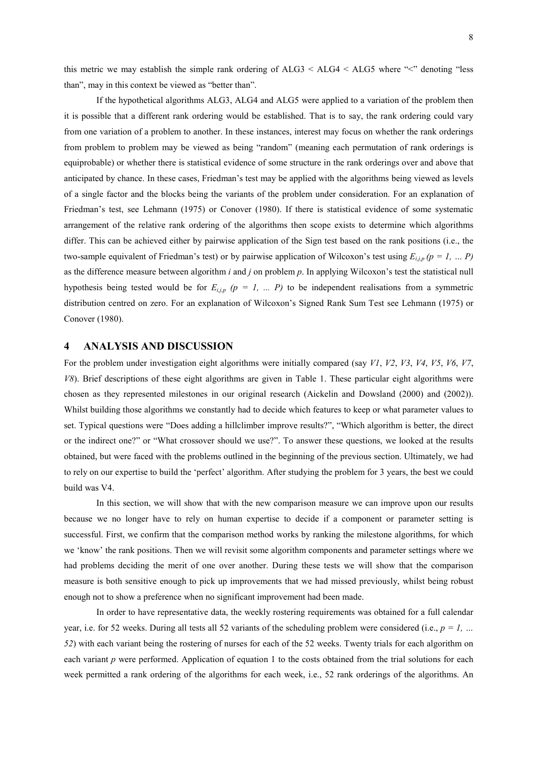this metric we may establish the simple rank ordering of ALG3 < ALG4 < ALG5 where "<" denoting "less than", may in this context be viewed as "better than".

If the hypothetical algorithms ALG3, ALG4 and ALG5 were applied to a variation of the problem then it is possible that a different rank ordering would be established. That is to say, the rank ordering could vary from one variation of a problem to another. In these instances, interest may focus on whether the rank orderings from problem to problem may be viewed as being "random" (meaning each permutation of rank orderings is equiprobable) or whether there is statistical evidence of some structure in the rank orderings over and above that anticipated by chance. In these cases, Friedman's test may be applied with the algorithms being viewed as levels of a single factor and the blocks being the variants of the problem under consideration. For an explanation of Friedman's test, see Lehmann (1975) or Conover (1980). If there is statistical evidence of some systematic arrangement of the relative rank ordering of the algorithms then scope exists to determine which algorithms differ. This can be achieved either by pairwise application of the Sign test based on the rank positions (i.e., the two-sample equivalent of Friedman's test) or by pairwise application of Wilcoxon's test using $E_{i,j,p}$ $(p = 1, \ldots P)$ as the difference measure between algorithm $i$ and $j$ on problem $p$. In applying Wilcoxon's test the statistical null hypothesis being tested would be for $E_{i,j,p}$ $(p = 1, \ldots P)$ to be independent realisations from a symmetric distribution centred on zero. For an explanation of Wilcoxon's Signed Rank Sum Test see Lehmann (1975) or Conover (1980).

## 4 ANALYSIS AND DISCUSSION

For the problem under investigation eight algorithms were initially compared (say *V1*, *V2*, *V3*, *V4*, *V5*, *V6*, *V7*, *V8*). Brief descriptions of these eight algorithms are given in Table 1. These particular eight algorithms were chosen as they represented milestones in our original research (Aickelin and Dowsland (2000) and (2002)). Whilst building those algorithms we constantly had to decide which features to keep or what parameter values to set. Typical questions were "Does adding a hillclimber improve results?", "Which algorithm is better, the direct or the indirect one?" or "What crossover should we use?". To answer these questions, we looked at the results obtained, but were faced with the problems outlined in the beginning of the previous section. Ultimately, we had to rely on our expertise to build the 'perfect' algorithm. After studying the problem for 3 years, the best we could build was V4.

In this section, we will show that with the new comparison measure we can improve upon our results because we no longer have to rely on human expertise to decide if a component or parameter setting is successful. First, we confirm that the comparison method works by ranking the milestone algorithms, for which we 'know' the rank positions. Then we will revisit some algorithm components and parameter settings where we had problems deciding the merit of one over another. During these tests we will show that the comparison measure is both sensitive enough to pick up improvements that we had missed previously, whilst being robust enough not to show a preference when no significant improvement had been made.

In order to have representative data, the weekly rostering requirements was obtained for a full calendar year, i.e. for 52 weeks. During all tests all 52 variants of the scheduling problem were considered (i.e., $p = 1, \ldots 52$) with each variant being the rostering of nurses for each of the 52 weeks. Twenty trials for each algorithm on each variant $p$ were performed. Application of equation 1 to the costs obtained from the trial solutions for each week permitted a rank ordering of the algorithms for each week, i.e., 52 rank orderings of the algorithms. An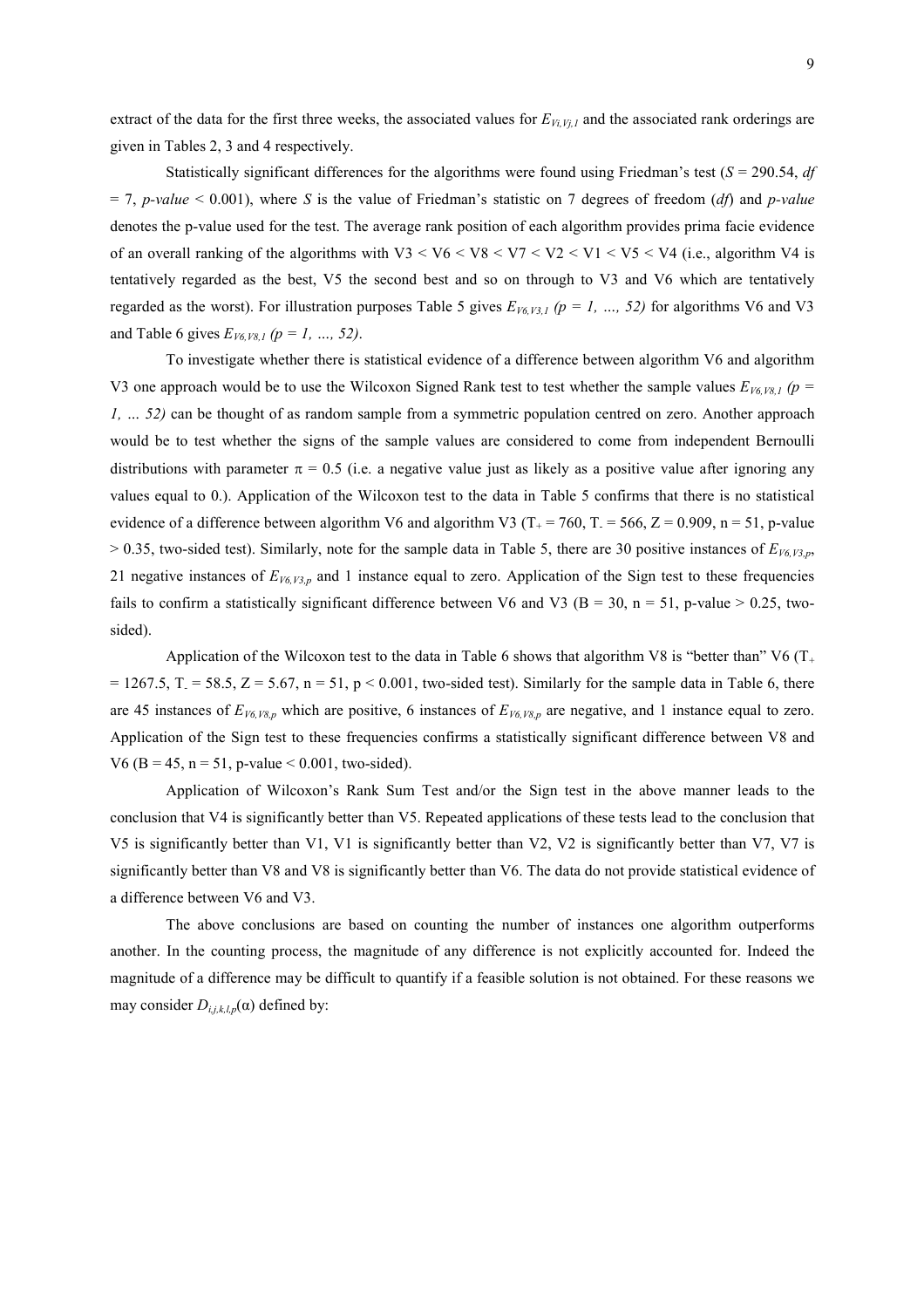extract of the data for the first three weeks, the associated values for $E_{Vi,Vj,1}$ and the associated rank orderings are given in Tables 2, 3 and 4 respectively.

Statistically significant differences for the algorithms were found using Friedman's test ($S = 290.54$, $df = 7$, *p-value* $< 0.001$), where $S$ is the value of Friedman's statistic on 7 degrees of freedom ($df$) and *p-value* denotes the p-value used for the test. The average rank position of each algorithm provides prima facie evidence of an overall ranking of the algorithms with V3 < V6 < V8 < V7 < V2 < V1 < V5 < V4 (i.e., algorithm V4 is tentatively regarded as the best, V5 the second best and so on through to V3 and V6 which are tentatively regarded as the worst). For illustration purposes Table 5 gives $E_{V6,V3,1}$ $(p = 1, \ldots, 52)$ for algorithms V6 and V3 and Table 6 gives $E_{V6,V8,1}$ $(p = 1, \ldots, 52)$.

To investigate whether there is statistical evidence of a difference between algorithm V6 and algorithm V3 one approach would be to use the Wilcoxon Signed Rank test to test whether the sample values $E_{V6,V8,1}$ $(p = 1, \ldots 52)$ can be thought of as random sample from a symmetric population centred on zero. Another approach would be to test whether the signs of the sample values are considered to come from independent Bernoulli distributions with parameter $\pi = 0.5$ (i.e. a negative value just as likely as a positive value after ignoring any values equal to 0.). Application of the Wilcoxon test to the data in Table 5 confirms that there is no statistical evidence of a difference between algorithm V6 and algorithm V3 ($T_+ = 760$, $T_- = 566$, $Z = 0.909$, $n = 51$, p-value $> 0.35$, two-sided test). Similarly, note for the sample data in Table 5, there are 30 positive instances of $E_{V6,V3,p}$, 21 negative instances of $E_{V6,V3,p}$ and 1 instance equal to zero. Application of the Sign test to these frequencies fails to confirm a statistically significant difference between V6 and V3 ($B = 30$, $n = 51$, p-value $> 0.25$, two-sided).

Application of the Wilcoxon test to the data in Table 6 shows that algorithm V8 is "better than" V6 ($T_+ = 1267.5$, $T_- = 58.5$, $Z = 5.67$, $n = 51$, $p < 0.001$, two-sided test). Similarly for the sample data in Table 6, there are 45 instances of $E_{V6,V8,p}$ which are positive, 6 instances of $E_{V6,V8,p}$ are negative, and 1 instance equal to zero. Application of the Sign test to these frequencies confirms a statistically significant difference between V8 and V6 ($B = 45$, $n = 51$, p-value $< 0.001$, two-sided).

Application of Wilcoxon's Rank Sum Test and/or the Sign test in the above manner leads to the conclusion that V4 is significantly better than V5. Repeated applications of these tests lead to the conclusion that V5 is significantly better than V1, V1 is significantly better than V2, V2 is significantly better than V7, V7 is significantly better than V8 and V8 is significantly better than V6. The data do not provide statistical evidence of a difference between V6 and V3.

The above conclusions are based on counting the number of instances one algorithm outperforms another. In the counting process, the magnitude of any difference is not explicitly accounted for. Indeed the magnitude of a difference may be difficult to quantify if a feasible solution is not obtained. For these reasons we may consider $D_{i,j,k,l,p}(\alpha)$ defined by: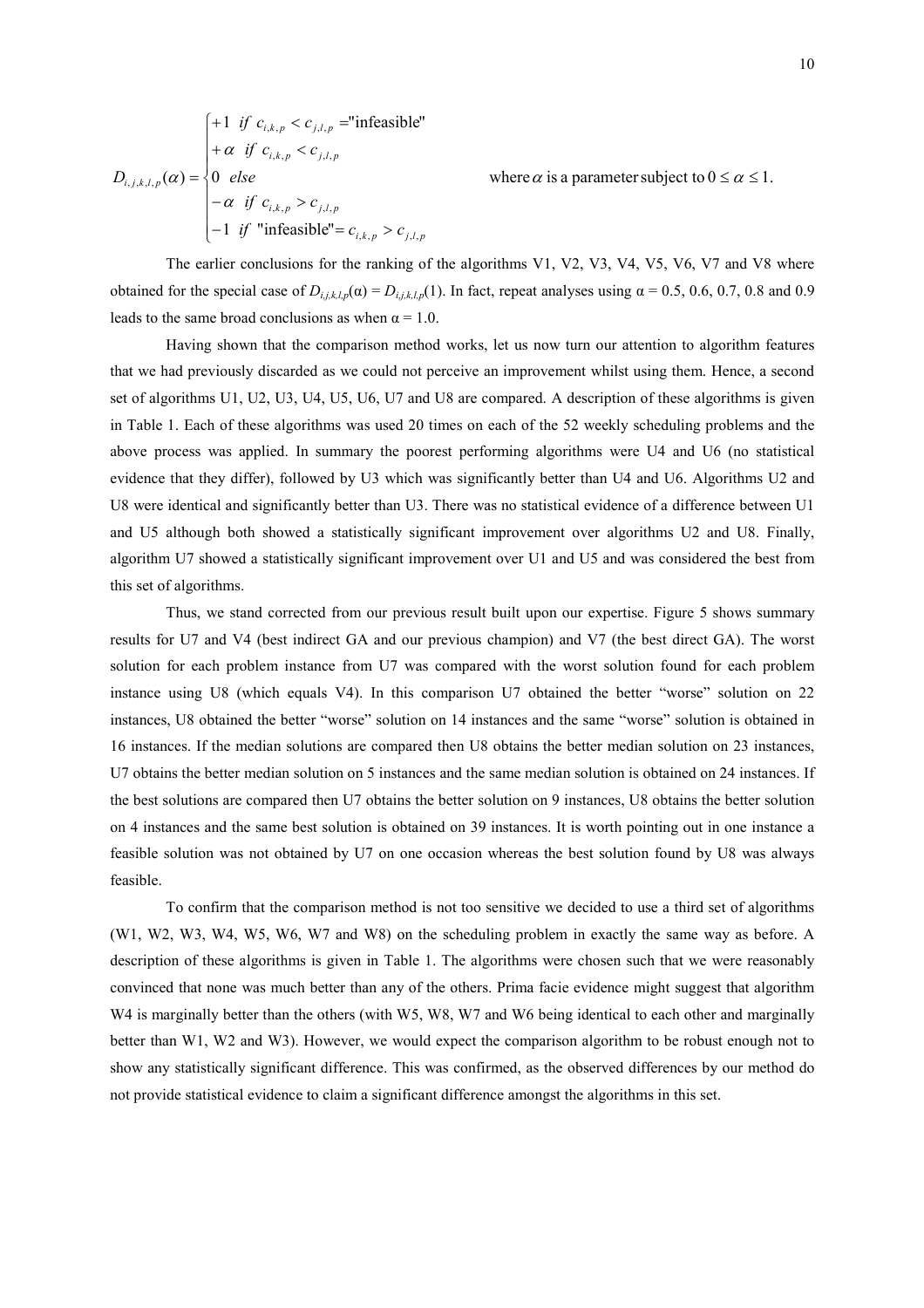$$D_{i,j,k,l,p}(\alpha) = \begin{cases} +1 & if\ c_{i,k,p} < c_{j,l,p} = \text{"infeasible"} \\ +\alpha & if\ c_{i,k,p} < c_{j,l,p} \\ 0 & else \\ -\alpha & if\ c_{i,k,p} > c_{j,l,p} \\ -1 & if\ \text{"infeasible"} = c_{i,k,p} > c_{j,l,p} \end{cases} \qquad \text{where } \alpha \text{ is a parameter subject to } 0 \le \alpha \le 1.$$

The earlier conclusions for the ranking of the algorithms V1, V2, V3, V4, V5, V6, V7 and V8 where obtained for the special case of $D_{i,j,k,l,p}(\alpha) = D_{i,j,k,l,p}(1)$. In fact, repeat analyses using $\alpha = 0.5$, 0.6, 0.7, 0.8 and 0.9 leads to the same broad conclusions as when $\alpha = 1.0$.

Having shown that the comparison method works, let us now turn our attention to algorithm features that we had previously discarded as we could not perceive an improvement whilst using them. Hence, a second set of algorithms U1, U2, U3, U4, U5, U6, U7 and U8 are compared. A description of these algorithms is given in Table 1. Each of these algorithms was used 20 times on each of the 52 weekly scheduling problems and the above process was applied. In summary the poorest performing algorithms were U4 and U6 (no statistical evidence that they differ), followed by U3 which was significantly better than U4 and U6. Algorithms U2 and U8 were identical and significantly better than U3. There was no statistical evidence of a difference between U1 and U5 although both showed a statistically significant improvement over algorithms U2 and U8. Finally, algorithm U7 showed a statistically significant improvement over U1 and U5 and was considered the best from this set of algorithms.

Thus, we stand corrected from our previous result built upon our expertise. Figure 5 shows summary results for U7 and V4 (best indirect GA and our previous champion) and V7 (the best direct GA). The worst solution for each problem instance from U7 was compared with the worst solution found for each problem instance using U8 (which equals V4). In this comparison U7 obtained the better "worse" solution on 22 instances, U8 obtained the better "worse" solution on 14 instances and the same "worse" solution is obtained in 16 instances. If the median solutions are compared then U8 obtains the better median solution on 23 instances, U7 obtains the better median solution on 5 instances and the same median solution is obtained on 24 instances. If the best solutions are compared then U7 obtains the better solution on 9 instances, U8 obtains the better solution on 4 instances and the same best solution is obtained on 39 instances. It is worth pointing out in one instance a feasible solution was not obtained by U7 on one occasion whereas the best solution found by U8 was always feasible.

To confirm that the comparison method is not too sensitive we decided to use a third set of algorithms (W1, W2, W3, W4, W5, W6, W7 and W8) on the scheduling problem in exactly the same way as before. A description of these algorithms is given in Table 1. The algorithms were chosen such that we were reasonably convinced that none was much better than any of the others. Prima facie evidence might suggest that algorithm W4 is marginally better than the others (with W5, W8, W7 and W6 being identical to each other and marginally better than W1, W2 and W3). However, we would expect the comparison algorithm to be robust enough not to show any statistically significant difference. This was confirmed, as the observed differences by our method do not provide statistical evidence to claim a significant difference amongst the algorithms in this set.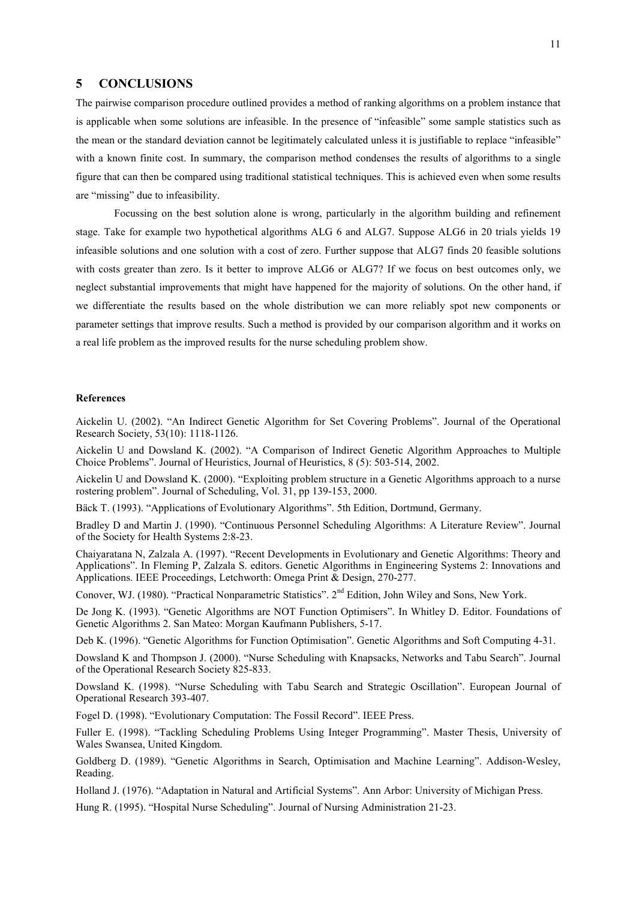## 5 CONCLUSIONS

The pairwise comparison procedure outlined provides a method of ranking algorithms on a problem instance that is applicable when some solutions are infeasible. In the presence of "infeasible" some sample statistics such as the mean or the standard deviation cannot be legitimately calculated unless it is justifiable to replace "infeasible" with a known finite cost. In summary, the comparison method condenses the results of algorithms to a single figure that can then be compared using traditional statistical techniques. This is achieved even when some results are "missing" due to infeasibility.

Focussing on the best solution alone is wrong, particularly in the algorithm building and refinement stage. Take for example two hypothetical algorithms ALG 6 and ALG7. Suppose ALG6 in 20 trials yields 19 infeasible solutions and one solution with a cost of zero. Further suppose that ALG7 finds 20 feasible solutions with costs greater than zero. Is it better to improve ALG6 or ALG7? If we focus on best outcomes only, we neglect substantial improvements that might have happened for the majority of solutions. On the other hand, if we differentiate the results based on the whole distribution we can more reliably spot new components or parameter settings that improve results. Such a method is provided by our comparison algorithm and it works on a real life problem as the improved results for the nurse scheduling problem show.

**References**

Aickelin U. (2002). "An Indirect Genetic Algorithm for Set Covering Problems". Journal of the Operational Research Society, 53(10): 1118-1126.

Aickelin U and Dowsland K. (2002). "A Comparison of Indirect Genetic Algorithm Approaches to Multiple Choice Problems". Journal of Heuristics, Journal of Heuristics, 8 (5): 503-514, 2002.

Aickelin U and Dowsland K. (2000). "Exploiting problem structure in a Genetic Algorithms approach to a nurse rostering problem". Journal of Scheduling, Vol. 31, pp 139-153, 2000.

Bäck T. (1993). "Applications of Evolutionary Algorithms". 5th Edition, Dortmund, Germany.

Bradley D and Martin J. (1990). "Continuous Personnel Scheduling Algorithms: A Literature Review". Journal of the Society for Health Systems 2:8-23.

Chaiyaratana N, Zalzala A. (1997). "Recent Developments in Evolutionary and Genetic Algorithms: Theory and Applications". In Fleming P, Zalzala S. editors. Genetic Algorithms in Engineering Systems 2: Innovations and Applications. IEEE Proceedings, Letchworth: Omega Print & Design, 270-277.

Conover, WJ. (1980). "Practical Nonparametric Statistics". 2nd Edition, John Wiley and Sons, New York.

De Jong K. (1993). "Genetic Algorithms are NOT Function Optimisers". In Whitley D. Editor. Foundations of Genetic Algorithms 2. San Mateo: Morgan Kaufmann Publishers, 5-17.

Deb K. (1996). "Genetic Algorithms for Function Optimisation". Genetic Algorithms and Soft Computing 4-31.

Dowsland K and Thompson J. (2000). "Nurse Scheduling with Knapsacks, Networks and Tabu Search". Journal of the Operational Research Society 825-833.

Dowsland K. (1998). "Nurse Scheduling with Tabu Search and Strategic Oscillation". European Journal of Operational Research 393-407.

Fogel D. (1998). "Evolutionary Computation: The Fossil Record". IEEE Press.

Fuller E. (1998). "Tackling Scheduling Problems Using Integer Programming". Master Thesis, University of Wales Swansea, United Kingdom.

Goldberg D. (1989). "Genetic Algorithms in Search, Optimisation and Machine Learning". Addison-Wesley, Reading.

Holland J. (1976). "Adaptation in Natural and Artificial Systems". Ann Arbor: University of Michigan Press.

Hung R. (1995). "Hospital Nurse Scheduling". Journal of Nursing Administration 21-23.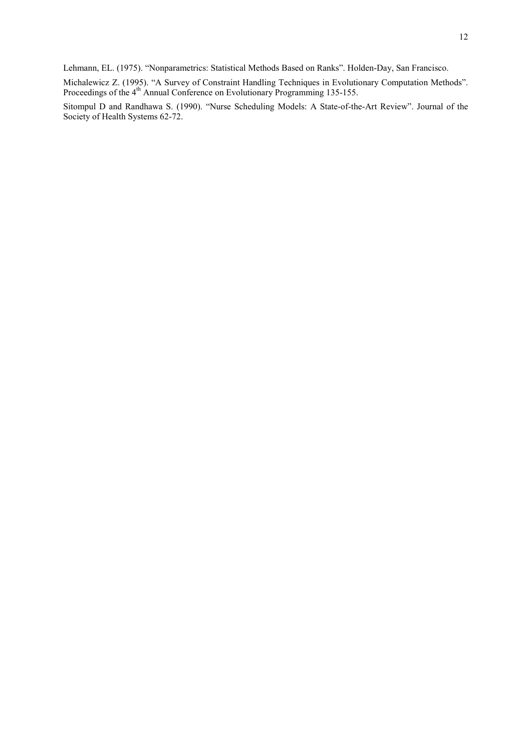Lehmann, EL. (1975). “Nonparametrics: Statistical Methods Based on Ranks”. Holden-Day, San Francisco.

Michalewicz Z. (1995). “A Survey of Constraint Handling Techniques in Evolutionary Computation Methods”. Proceedings of the 4th Annual Conference on Evolutionary Programming 135-155.

Sitompul D and Randhawa S. (1990). “Nurse Scheduling Models: A State-of-the-Art Review”. Journal of the Society of Health Systems 62-72.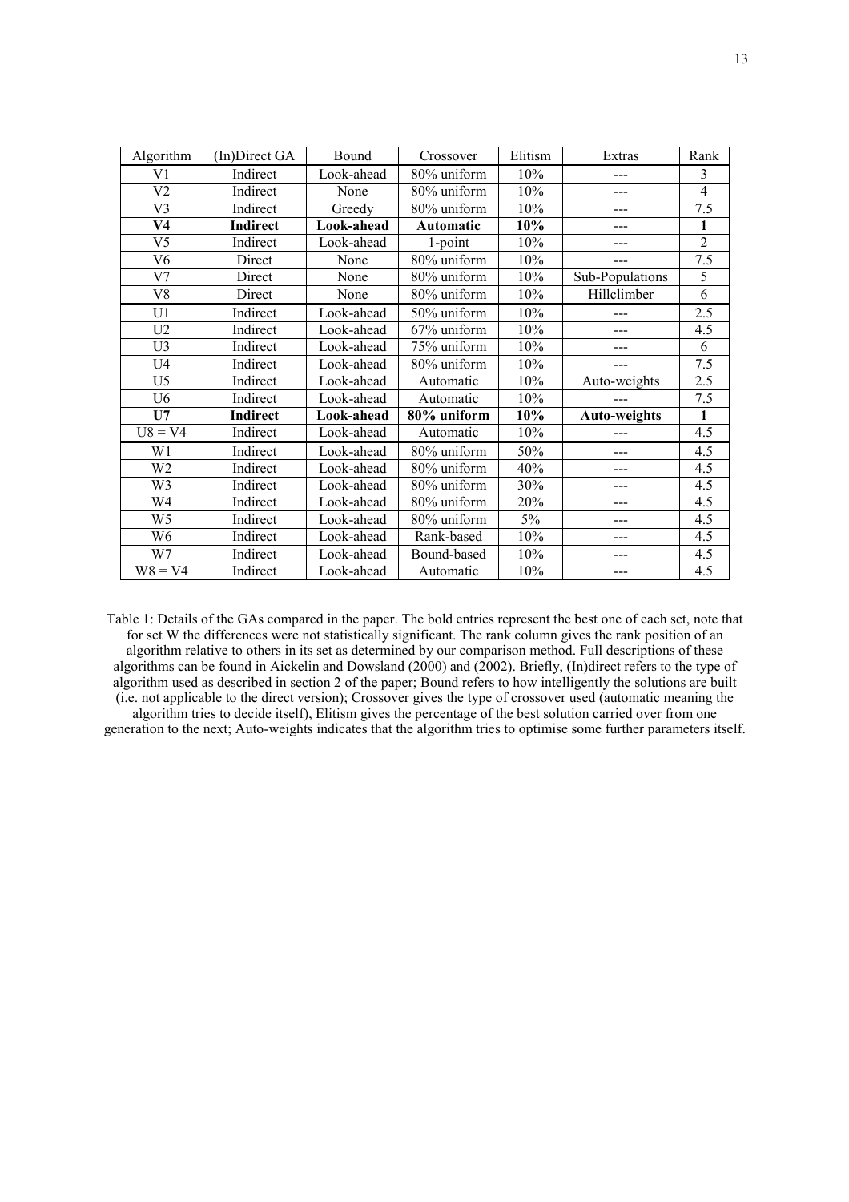| Algorithm | (In)Direct GA | Bound | Crossover | Elitism | Extras | Rank |
|---|---|---|---|---|---|---|
| V1 | Indirect | Look-ahead | 80% uniform | 10% | --- | 3 |
| V2 | Indirect | None | 80% uniform | 10% | --- | 4 |
| V3 | Indirect | Greedy | 80% uniform | 10% | --- | 7.5 |
| **V4** | **Indirect** | **Look-ahead** | **Automatic** | **10%** | --- | **1** |
| V5 | Indirect | Look-ahead | 1-point | 10% | --- | 2 |
| V6 | Direct | None | 80% uniform | 10% | --- | 7.5 |
| V7 | Direct | None | 80% uniform | 10% | Sub-Populations | 5 |
| V8 | Direct | None | 80% uniform | 10% | Hillclimber | 6 |
| U1 | Indirect | Look-ahead | 50% uniform | 10% | --- | 2.5 |
| U2 | Indirect | Look-ahead | 67% uniform | 10% | --- | 4.5 |
| U3 | Indirect | Look-ahead | 75% uniform | 10% | --- | 6 |
| U4 | Indirect | Look-ahead | 80% uniform | 10% | --- | 7.5 |
| U5 | Indirect | Look-ahead | Automatic | 10% | Auto-weights | 2.5 |
| U6 | Indirect | Look-ahead | Automatic | 10% | --- | 7.5 |
| **U7** | **Indirect** | **Look-ahead** | **80% uniform** | **10%** | **Auto-weights** | **1** |
| U8 = V4 | Indirect | Look-ahead | Automatic | 10% | --- | 4.5 |
| W1 | Indirect | Look-ahead | 80% uniform | 50% | --- | 4.5 |
| W2 | Indirect | Look-ahead | 80% uniform | 40% | --- | 4.5 |
| W3 | Indirect | Look-ahead | 80% uniform | 30% | --- | 4.5 |
| W4 | Indirect | Look-ahead | 80% uniform | 20% | --- | 4.5 |
| W5 | Indirect | Look-ahead | 80% uniform | 5% | --- | 4.5 |
| W6 | Indirect | Look-ahead | Rank-based | 10% | --- | 4.5 |
| W7 | Indirect | Look-ahead | Bound-based | 10% | --- | 4.5 |
| W8 = V4 | Indirect | Look-ahead | Automatic | 10% | --- | 4.5 |

Table 1: Details of the GAs compared in the paper. The bold entries represent the best one of each set, note that for set W the differences were not statistically significant. The rank column gives the rank position of an algorithm relative to others in its set as determined by our comparison method. Full descriptions of these algorithms can be found in Aickelin and Dowsland (2000) and (2002). Briefly, (In)direct refers to the type of algorithm used as described in section 2 of the paper; Bound refers to how intelligently the solutions are built (i.e. not applicable to the direct version); Crossover gives the type of crossover used (automatic meaning the algorithm tries to decide itself), Elitism gives the percentage of the best solution carried over from one generation to the next; Auto-weights indicates that the algorithm tries to optimise some further parameters itself.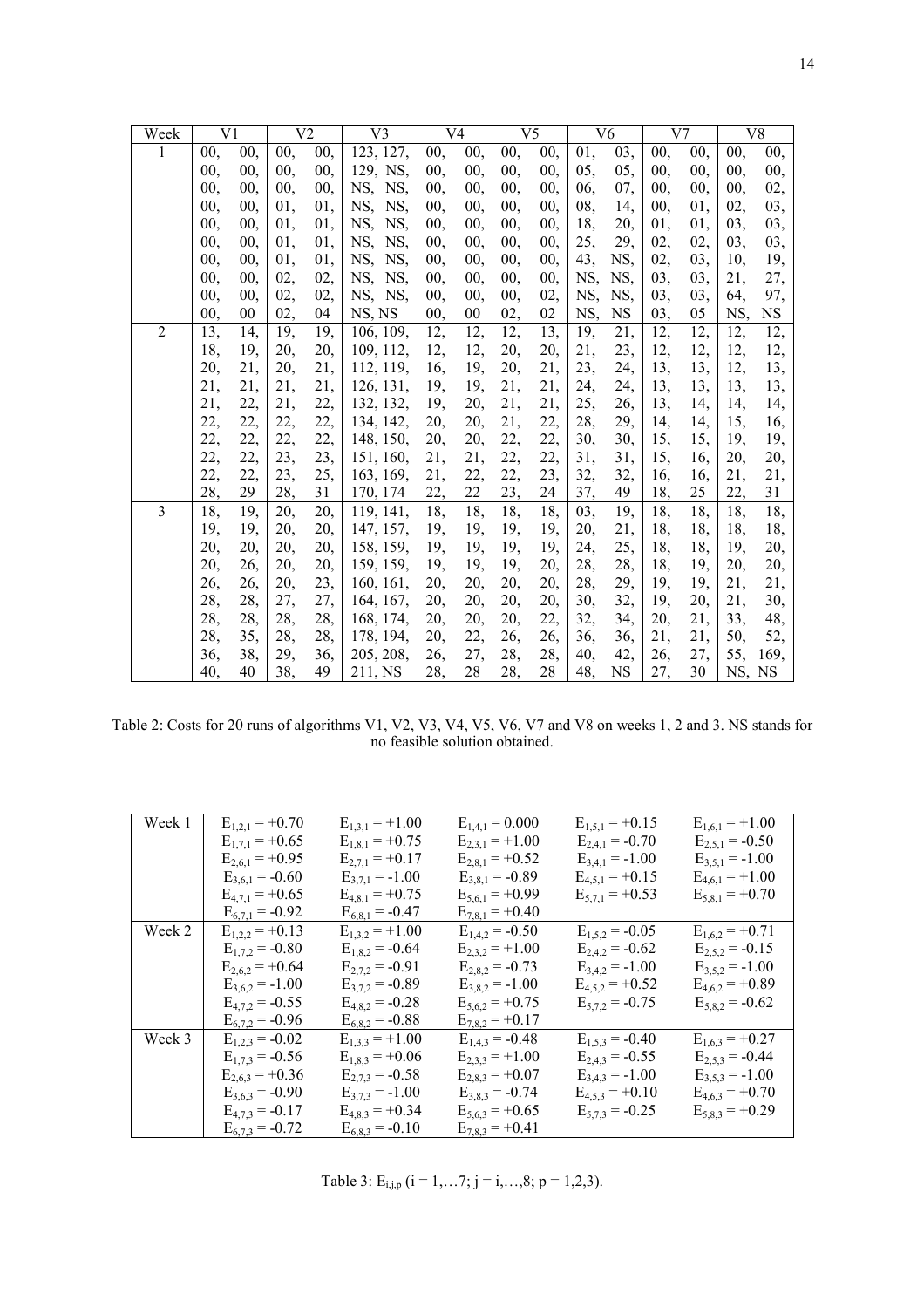| Week | V1 | | V2 | | V3 | V4 | | V5 | | V6 | | V7 | | V8 | |
|---|---|---|---|---|---|---|---|---|---|---|---|---|---|---|---|
| 1 | 00, | 00, | 00, | 00, | 123, 127, | 00, | 00, | 00, | 00, | 01, | 03, | 00, | 00, | 00, | 00, |
| | 00, | 00, | 00, | 00, | 129, NS, | 00, | 00, | 00, | 00, | 05, | 05, | 00, | 00, | 00, | 00, |
| | 00, | 00, | 00, | 00, | NS, NS, | 00, | 00, | 00, | 00, | 06, | 07, | 00, | 00, | 00, | 02, |
| | 00, | 00, | 01, | 01, | NS, NS, | 00, | 00, | 00, | 00, | 08, | 14, | 00, | 01, | 02, | 03, |
| | 00, | 00, | 01, | 01, | NS, NS, | 00, | 00, | 00, | 00, | 18, | 20, | 01, | 01, | 03, | 03, |
| | 00, | 00, | 01, | 01, | NS, NS, | 00, | 00, | 00, | 00, | 25, | 29, | 02, | 02, | 03, | 03, |
| | 00, | 00, | 01, | 01, | NS, NS, | 00, | 00, | 00, | 00, | 43, | NS, | 02, | 03, | 10, | 19, |
| | 00, | 00, | 02, | 02, | NS, NS, | 00, | 00, | 00, | 00, | NS, | NS, | 03, | 03, | 21, | 27, |
| | 00, | 00, | 02, | 02, | NS, NS, | 00, | 00, | 00, | 02, | NS, | NS, | 03, | 03, | 64, | 97, |
| | 00, | 00 | 02, | 04 | NS, NS | 00, | 00 | 02, | 02 | NS, | NS | 03, | 05 | NS, | NS |
| 2 | 13, | 14, | 19, | 19, | 106, 109, | 12, | 12, | 12, | 13, | 19, | 21, | 12, | 12, | 12, | 12, |
| | 18, | 19, | 20, | 20, | 109, 112, | 12, | 12, | 20, | 20, | 21, | 23, | 12, | 12, | 12, | 12, |
| | 20, | 21, | 20, | 21, | 112, 119, | 16, | 19, | 20, | 21, | 23, | 24, | 13, | 13, | 12, | 13, |
| | 21, | 21, | 21, | 21, | 126, 131, | 19, | 19, | 21, | 21, | 24, | 24, | 13, | 13, | 13, | 13, |
| | 21, | 22, | 21, | 22, | 132, 132, | 19, | 20, | 21, | 21, | 25, | 26, | 13, | 14, | 14, | 14, |
| | 22, | 22, | 22, | 22, | 134, 142, | 20, | 20, | 21, | 22, | 28, | 29, | 14, | 14, | 15, | 16, |
| | 22, | 22, | 22, | 22, | 148, 150, | 20, | 20, | 22, | 22, | 30, | 30, | 15, | 15, | 19, | 19, |
| | 22, | 22, | 23, | 23, | 151, 160, | 21, | 21, | 22, | 22, | 31, | 31, | 15, | 16, | 20, | 20, |
| | 22, | 22, | 23, | 25, | 163, 169, | 21, | 22, | 22, | 23, | 32, | 32, | 16, | 16, | 21, | 21, |
| | 28, | 29 | 28, | 31 | 170, 174 | 22, | 22 | 23, | 24 | 37, | 49 | 18, | 25 | 22, | 31 |
| 3 | 18, | 19, | 20, | 20, | 119, 141, | 18, | 18, | 18, | 18, | 03, | 19, | 18, | 18, | 18, | 18, |
| | 19, | 19, | 20, | 20, | 147, 157, | 19, | 19, | 19, | 19, | 20, | 21, | 18, | 18, | 18, | 18, |
| | 20, | 20, | 20, | 20, | 158, 159, | 19, | 19, | 19, | 19, | 24, | 25, | 18, | 18, | 19, | 20, |
| | 20, | 26, | 20, | 20, | 159, 159, | 19, | 19, | 19, | 20, | 28, | 28, | 18, | 19, | 20, | 20, |
| | 26, | 26, | 20, | 23, | 160, 161, | 20, | 20, | 20, | 20, | 28, | 29, | 19, | 19, | 21, | 21, |
| | 28, | 28, | 27, | 27, | 164, 167, | 20, | 20, | 20, | 20, | 30, | 32, | 19, | 20, | 21, | 30, |
| | 28, | 28, | 28, | 28, | 168, 174, | 20, | 20, | 20, | 22, | 32, | 34, | 20, | 21, | 33, | 48, |
| | 28, | 35, | 28, | 28, | 178, 194, | 20, | 22, | 26, | 26, | 36, | 36, | 21, | 21, | 50, | 52, |
| | 36, | 38, | 29, | 36, | 205, 208, | 26, | 27, | 28, | 28, | 40, | 42, | 26, | 27, | 55, | 169, |
| | 40, | 40 | 38, | 49 | 211, NS | 28, | 28 | 28, | 28 | 48, | NS | 27, | 30 | NS, | NS |

Table 2: Costs for 20 runs of algorithms V1, V2, V3, V4, V5, V6, V7 and V8 on weeks 1, 2 and 3. NS stands for no feasible solution obtained.

| Week 1 | $E_{1,2,1} = +0.70$ | $E_{1,3,1} = +1.00$ | $E_{1,4,1} = 0.000$ | $E_{1,5,1} = +0.15$ | $E_{1,6,1} = +1.00$ |
|---|---|---|---|---|---|
| | $E_{1,7,1} = +0.65$ | $E_{1,8,1} = +0.75$ | $E_{2,3,1} = +1.00$ | $E_{2,4,1} = -0.70$ | $E_{2,5,1} = -0.50$ |
| | $E_{2,6,1} = +0.95$ | $E_{2,7,1} = +0.17$ | $E_{2,8,1} = +0.52$ | $E_{3,4,1} = -1.00$ | $E_{3,5,1} = -1.00$ |
| | $E_{3,6,1} = -0.60$ | $E_{3,7,1} = -1.00$ | $E_{3,8,1} = -0.89$ | $E_{4,5,1} = +0.15$ | $E_{4,6,1} = +1.00$ |
| | $E_{4,7,1} = +0.65$ | $E_{4,8,1} = +0.75$ | $E_{5,6,1} = +0.99$ | $E_{5,7,1} = +0.53$ | $E_{5,8,1} = +0.70$ |
| | $E_{6,7,1} = -0.92$ | $E_{6,8,1} = -0.47$ | $E_{7,8,1} = +0.40$ | | |
| Week 2 | $E_{1,2,2} = +0.13$ | $E_{1,3,2} = +1.00$ | $E_{1,4,2} = -0.50$ | $E_{1,5,2} = -0.05$ | $E_{1,6,2} = +0.71$ |
| | $E_{1,7,2} = -0.80$ | $E_{1,8,2} = -0.64$ | $E_{2,3,2} = +1.00$ | $E_{2,4,2} = -0.62$ | $E_{2,5,2} = -0.15$ |
| | $E_{2,6,2} = +0.64$ | $E_{2,7,2} = -0.91$ | $E_{2,8,2} = -0.73$ | $E_{3,4,2} = -1.00$ | $E_{3,5,2} = -1.00$ |
| | $E_{3,6,2} = -1.00$ | $E_{3,7,2} = -0.89$ | $E_{3,8,2} = -1.00$ | $E_{4,5,2} = +0.52$ | $E_{4,6,2} = +0.89$ |
| | $E_{4,7,2} = -0.55$ | $E_{4,8,2} = -0.28$ | $E_{5,6,2} = +0.75$ | $E_{5,7,2} = -0.75$ | $E_{5,8,2} = -0.62$ |
| | $E_{6,7,2} = -0.96$ | $E_{6,8,2} = -0.88$ | $E_{7,8,2} = +0.17$ | | |
| Week 3 | $E_{1,2,3} = -0.02$ | $E_{1,3,3} = +1.00$ | $E_{1,4,3} = -0.48$ | $E_{1,5,3} = -0.40$ | $E_{1,6,3} = +0.27$ |
| | $E_{1,7,3} = -0.56$ | $E_{1,8,3} = +0.06$ | $E_{2,3,3} = +1.00$ | $E_{2,4,3} = -0.55$ | $E_{2,5,3} = -0.44$ |
| | $E_{2,6,3} = +0.36$ | $E_{2,7,3} = -0.58$ | $E_{2,8,3} = +0.07$ | $E_{3,4,3} = -1.00$ | $E_{3,5,3} = -1.00$ |
| | $E_{3,6,3} = -0.90$ | $E_{3,7,3} = -1.00$ | $E_{3,8,3} = -0.74$ | $E_{4,5,3} = +0.10$ | $E_{4,6,3} = +0.70$ |
| | $E_{4,7,3} = -0.17$ | $E_{4,8,3} = +0.34$ | $E_{5,6,3} = +0.65$ | $E_{5,7,3} = -0.25$ | $E_{5,8,3} = +0.29$ |
| | $E_{6,7,3} = -0.72$ | $E_{6,8,3} = -0.10$ | $E_{7,8,3} = +0.41$ | | |

Table 3: $E_{i,j,p}$ ($i = 1,\ldots 7$; $j = i,\ldots,8$; $p = 1,2,3$).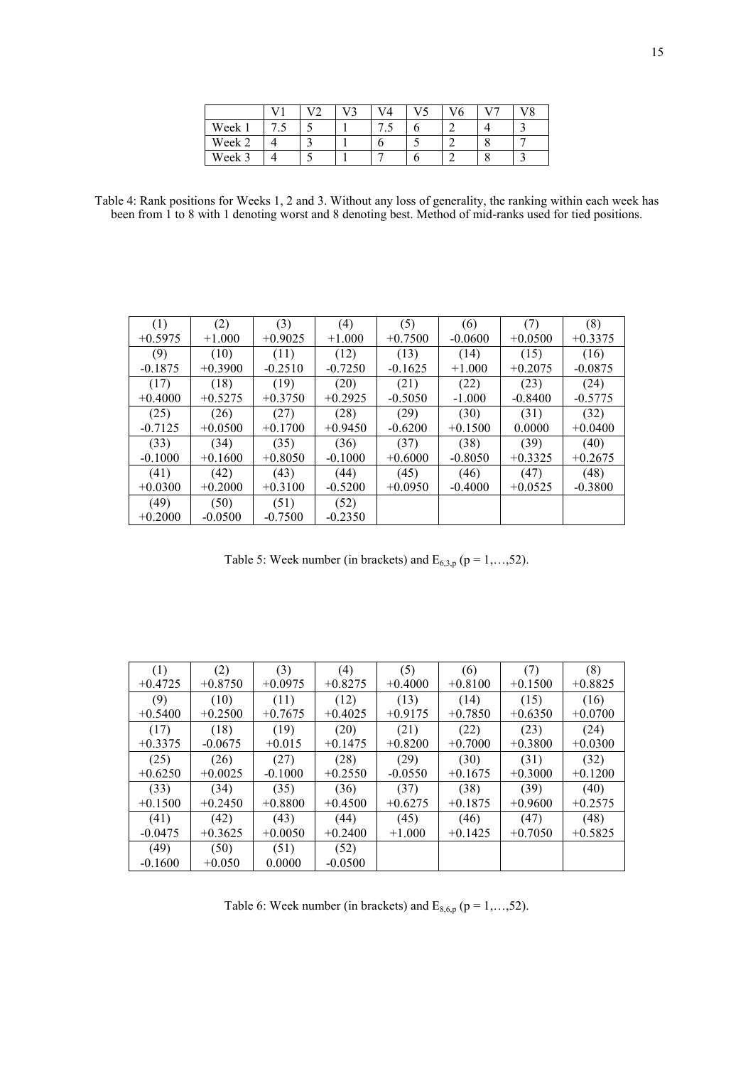| | V1 | V2 | V3 | V4 | V5 | V6 | V7 | V8 |
|---|---|---|---|---|---|---|---|---|
| Week 1 | 7.5 | 5 | 1 | 7.5 | 6 | 2 | 4 | 3 |
| Week 2 | 4 | 3 | 1 | 6 | 5 | 2 | 8 | 7 |
| Week 3 | 4 | 5 | 1 | 7 | 6 | 2 | 8 | 3 |

Table 4: Rank positions for Weeks 1, 2 and 3. Without any loss of generality, the ranking within each week has been from 1 to 8 with 1 denoting worst and 8 denoting best. Method of mid-ranks used for tied positions.

| (1)<br>+0.5975 | (2)<br>+1.000 | (3)<br>+0.9025 | (4)<br>+1.000 | (5)<br>+0.7500 | (6)<br>-0.0600 | (7)<br>+0.0500 | (8)<br>+0.3375 |
|---|---|---|---|---|---|---|---|
| (9)<br>-0.1875 | (10)<br>+0.3900 | (11)<br>-0.2510 | (12)<br>-0.7250 | (13)<br>-0.1625 | (14)<br>+1.000 | (15)<br>+0.2075 | (16)<br>-0.0875 |
| (17)<br>+0.4000 | (18)<br>+0.5275 | (19)<br>+0.3750 | (20)<br>+0.2925 | (21)<br>-0.5050 | (22)<br>-1.000 | (23)<br>-0.8400 | (24)<br>-0.5775 |
| (25)<br>-0.7125 | (26)<br>+0.0500 | (27)<br>+0.1700 | (28)<br>+0.9450 | (29)<br>-0.6200 | (30)<br>+0.1500 | (31)<br>0.0000 | (32)<br>+0.0400 |
| (33)<br>-0.1000 | (34)<br>+0.1600 | (35)<br>+0.8050 | (36)<br>-0.1000 | (37)<br>+0.6000 | (38)<br>-0.8050 | (39)<br>+0.3325 | (40)<br>+0.2675 |
| (41)<br>+0.0300 | (42)<br>+0.2000 | (43)<br>+0.3100 | (44)<br>-0.5200 | (45)<br>+0.0950 | (46)<br>-0.4000 | (47)<br>+0.0525 | (48)<br>-0.3800 |
| (49)<br>+0.2000 | (50)<br>-0.0500 | (51)<br>-0.7500 | (52)<br>-0.2350 | | | | |

Table 5: Week number (in brackets) and $E_{6,3,p}$ ($p = 1,\ldots,52$).

| (1)<br>+0.4725 | (2)<br>+0.8750 | (3)<br>+0.0975 | (4)<br>+0.8275 | (5)<br>+0.4000 | (6)<br>+0.8100 | (7)<br>+0.1500 | (8)<br>+0.8825 |
|---|---|---|---|---|---|---|---|
| (9)<br>+0.5400 | (10)<br>+0.2500 | (11)<br>+0.7675 | (12)<br>+0.4025 | (13)<br>+0.9175 | (14)<br>+0.7850 | (15)<br>+0.6350 | (16)<br>+0.0700 |
| (17)<br>+0.3375 | (18)<br>-0.0675 | (19)<br>+0.015 | (20)<br>+0.1475 | (21)<br>+0.8200 | (22)<br>+0.7000 | (23)<br>+0.3800 | (24)<br>+0.0300 |
| (25)<br>+0.6250 | (26)<br>+0.0025 | (27)<br>-0.1000 | (28)<br>+0.2550 | (29)<br>-0.0550 | (30)<br>+0.1675 | (31)<br>+0.3000 | (32)<br>+0.1200 |
| (33)<br>+0.1500 | (34)<br>+0.2450 | (35)<br>+0.8800 | (36)<br>+0.4500 | (37)<br>+0.6275 | (38)<br>+0.1875 | (39)<br>+0.9600 | (40)<br>+0.2575 |
| (41)<br>-0.0475 | (42)<br>+0.3625 | (43)<br>+0.0050 | (44)<br>+0.2400 | (45)<br>+1.000 | (46)<br>+0.1425 | (47)<br>+0.7050 | (48)<br>+0.5825 |
| (49)<br>-0.1600 | (50)<br>+0.050 | (51)<br>0.0000 | (52)<br>-0.0500 | | | | |

Table 6: Week number (in brackets) and $E_{8,6,p}$ ($p = 1,\ldots,52$).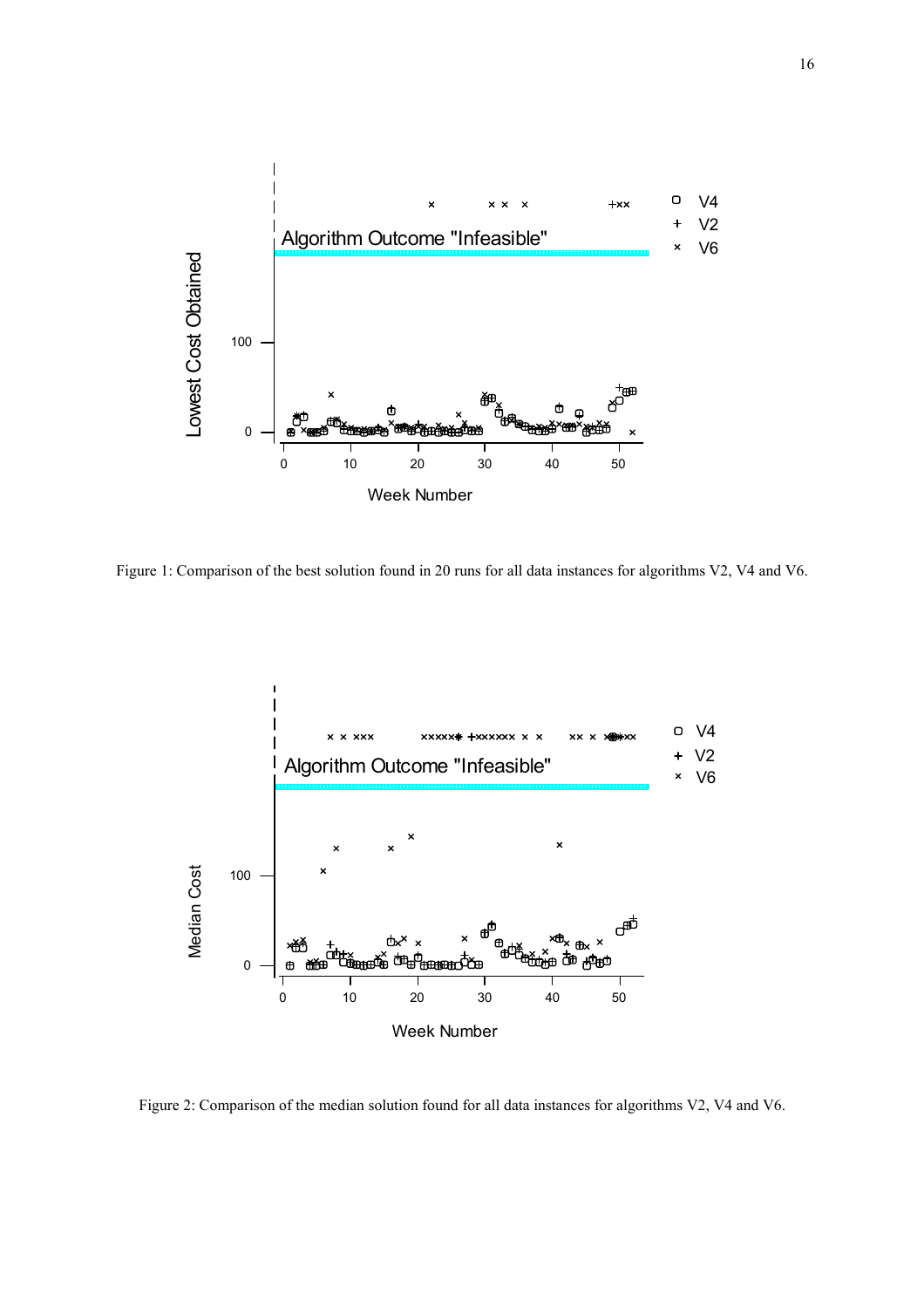Figure 1: Comparison of the best solution found in 20 runs for all data instances for algorithms V2, V4 and V6.

Figure 2: Comparison of the median solution found for all data instances for algorithms V2, V4 and V6.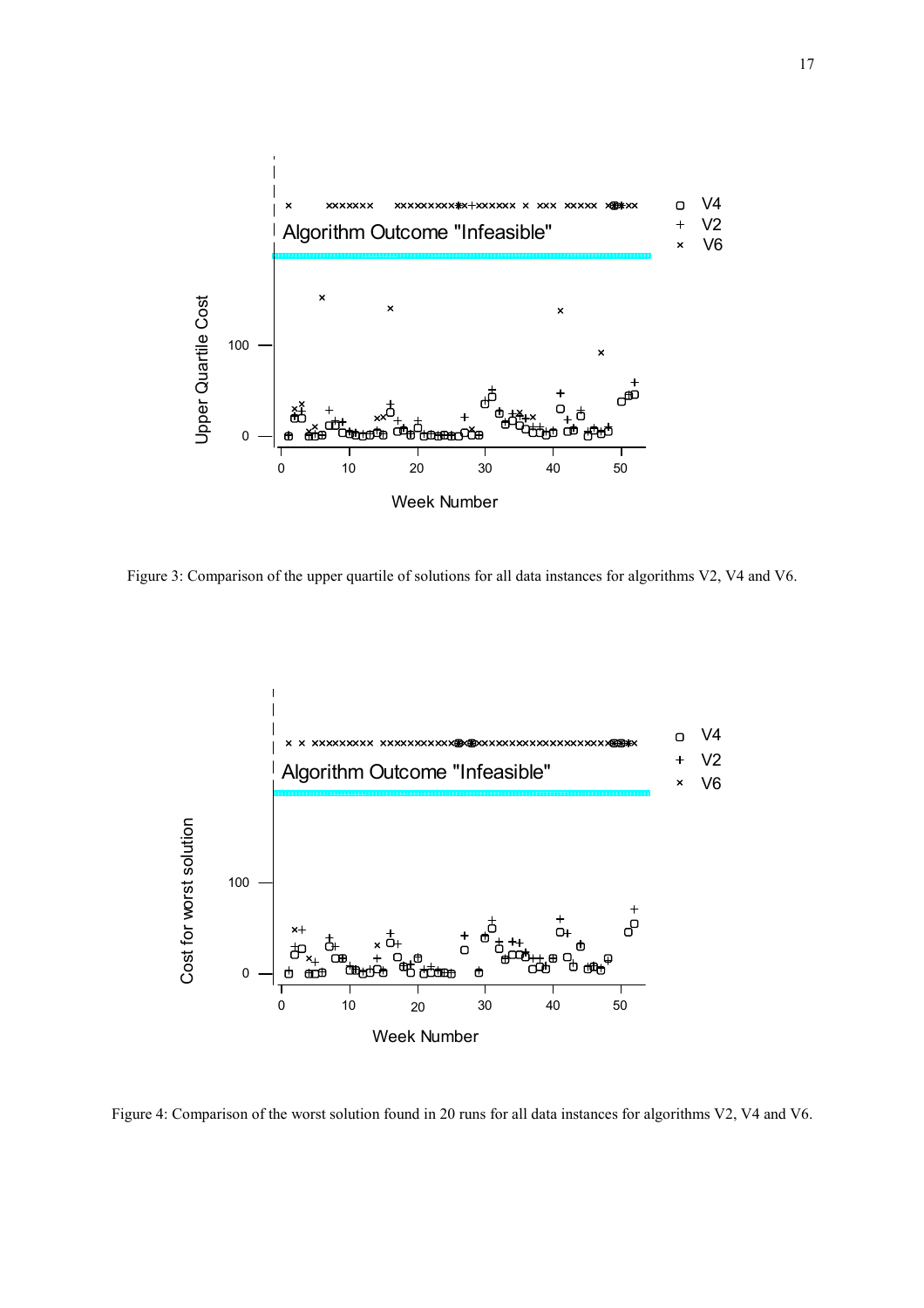Figure 3: Comparison of the upper quartile of solutions for all data instances for algorithms V2, V4 and V6.

Figure 4: Comparison of the worst solution found in 20 runs for all data instances for algorithms V2, V4 and V6.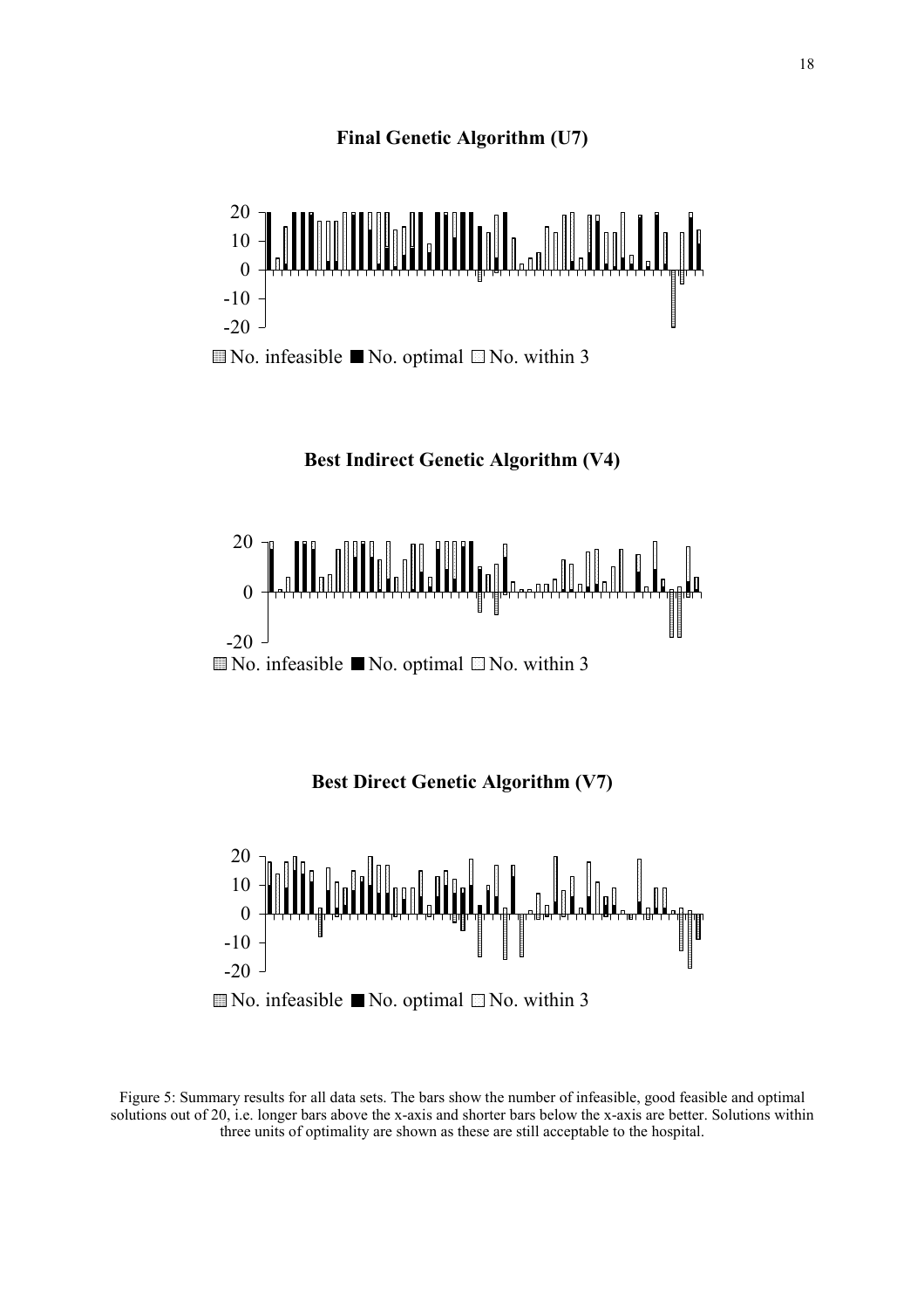**Final Genetic Algorithm (U7)**

20
10
0
-10
-20

No. infeasible ■ No. optimal □ No. within 3

**Best Indirect Genetic Algorithm (V4)**

20
0
-20

No. infeasible ■ No. optimal □ No. within 3

**Best Direct Genetic Algorithm (V7)**

20
10
0
-10
-20

No. infeasible ■ No. optimal □ No. within 3

Figure 5: Summary results for all data sets. The bars show the number of infeasible, good feasible and optimal solutions out of 20, i.e. longer bars above the x-axis and shorter bars below the x-axis are better. Solutions within three units of optimality are shown as these are still acceptable to the hospital.